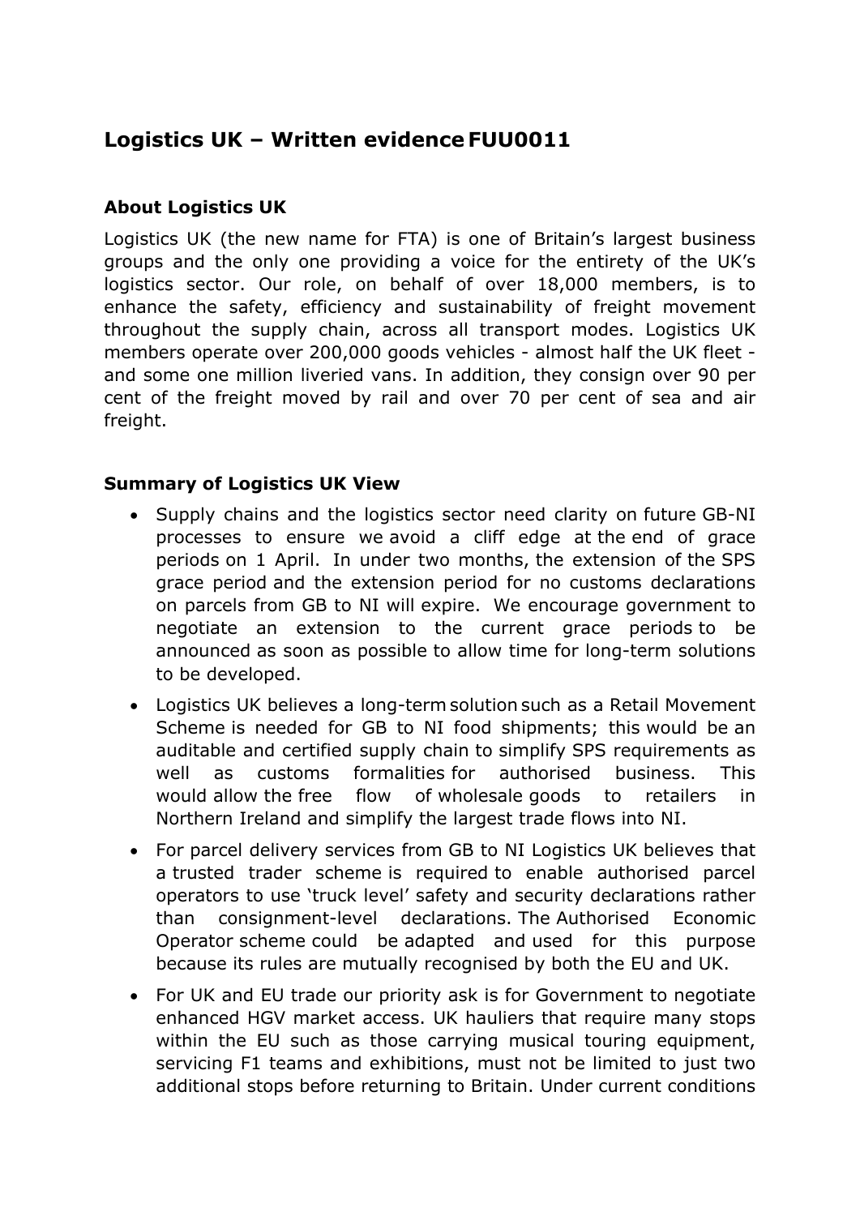# Logistics UK – Written evidence FUU0011

## About Logistics UK

Logistics UK (the new name for FTA) is one of Britain's largest business groups and the only one providing a voice for the entirety of the UK's logistics sector. Our role, on behalf of over 18,000 members, is to enhance the safety, efficiency and sustainability of freight movement throughout the supply chain, across all transport modes. Logistics UK members operate over 200,000 goods vehicles - almost half the UK fleet - and some one million liveried vans. In addition, they consign over 90 per cent of the freight moved by rail and over 70 per cent of sea and air freight.

## Summary of Logistics UK View

- Supply chains and the logistics sector need clarity on future GB-NI processes to ensure we avoid a cliff edge at the end of grace periods on 1 April. In under two months, the extension of the SPS grace period and the extension period for no customs declarations on parcels from GB to NI will expire. We encourage government to negotiate an extension to the current grace periods to be announced as soon as possible to allow time for long-term solutions to be developed.
- Logistics UK believes a long-term solution such as a Retail Movement Scheme is needed for GB to NI food shipments; this would be an auditable and certified supply chain to simplify SPS requirements as well as customs formalities for authorised business. This would allow the free flow of wholesale goods to retailers in Northern Ireland and simplify the largest trade flows into NI.
- For parcel delivery services from GB to NI Logistics UK believes that a trusted trader scheme is required to enable authorised parcel operators to use 'truck level' safety and security declarations rather than consignment-level declarations. The Authorised Economic Operator scheme could be adapted and used for this purpose because its rules are mutually recognised by both the EU and UK.
- For UK and EU trade our priority ask is for Government to negotiate enhanced HGV market access. UK hauliers that require many stops within the EU such as those carrying musical touring equipment, servicing F1 teams and exhibitions, must not be limited to just two additional stops before returning to Britain. Under current conditions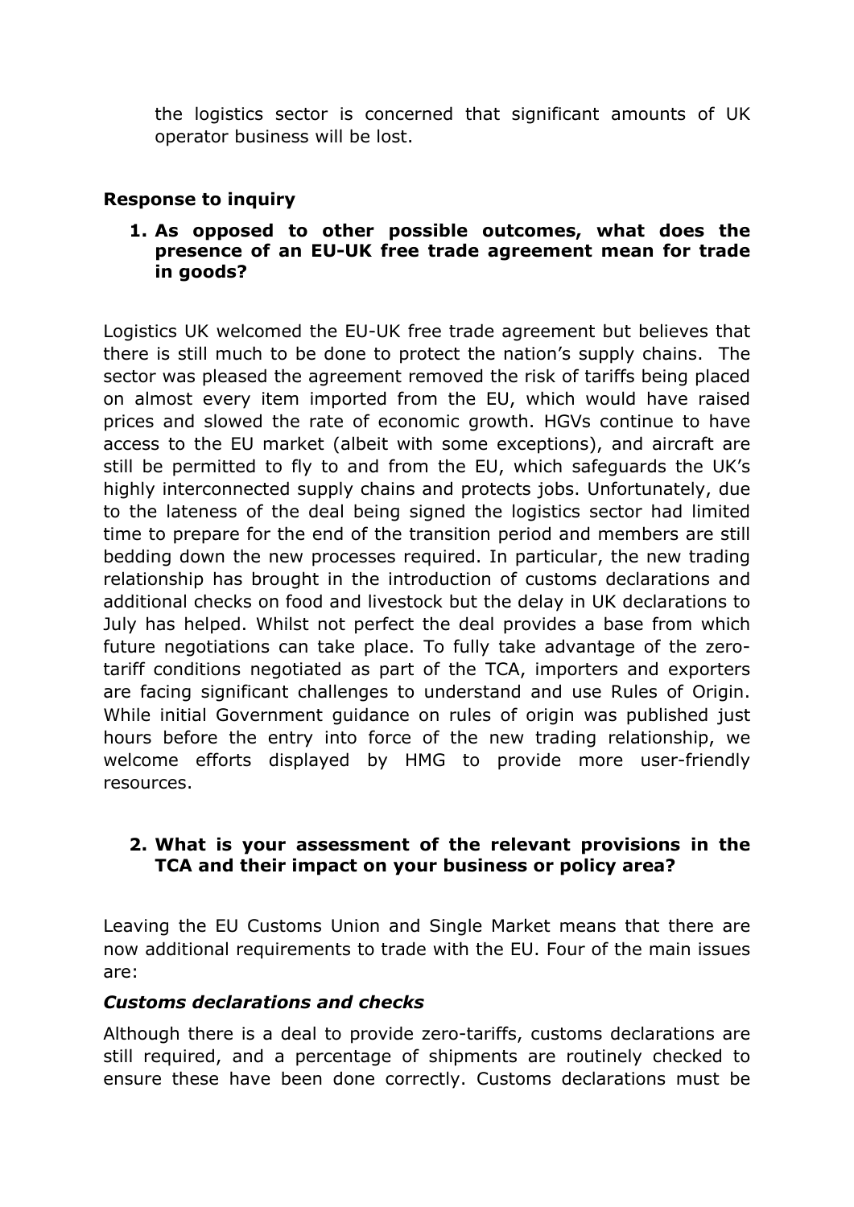the logistics sector is concerned that significant amounts of UK operator business will be lost.

**Response to inquiry**

1. **As opposed to other possible outcomes, what does the presence of an EU-UK free trade agreement mean for trade in goods?**

Logistics UK welcomed the EU-UK free trade agreement but believes that there is still much to be done to protect the nation's supply chains. The sector was pleased the agreement removed the risk of tariffs being placed on almost every item imported from the EU, which would have raised prices and slowed the rate of economic growth. HGVs continue to have access to the EU market (albeit with some exceptions), and aircraft are still be permitted to fly to and from the EU, which safeguards the UK's highly interconnected supply chains and protects jobs. Unfortunately, due to the lateness of the deal being signed the logistics sector had limited time to prepare for the end of the transition period and members are still bedding down the new processes required. In particular, the new trading relationship has brought in the introduction of customs declarations and additional checks on food and livestock but the delay in UK declarations to July has helped. Whilst not perfect the deal provides a base from which future negotiations can take place. To fully take advantage of the zero-tariff conditions negotiated as part of the TCA, importers and exporters are facing significant challenges to understand and use Rules of Origin. While initial Government guidance on rules of origin was published just hours before the entry into force of the new trading relationship, we welcome efforts displayed by HMG to provide more user-friendly resources.

2. **What is your assessment of the relevant provisions in the TCA and their impact on your business or policy area?**

Leaving the EU Customs Union and Single Market means that there are now additional requirements to trade with the EU. Four of the main issues are:

***Customs declarations and checks***

Although there is a deal to provide zero-tariffs, customs declarations are still required, and a percentage of shipments are routinely checked to ensure these have been done correctly. Customs declarations must be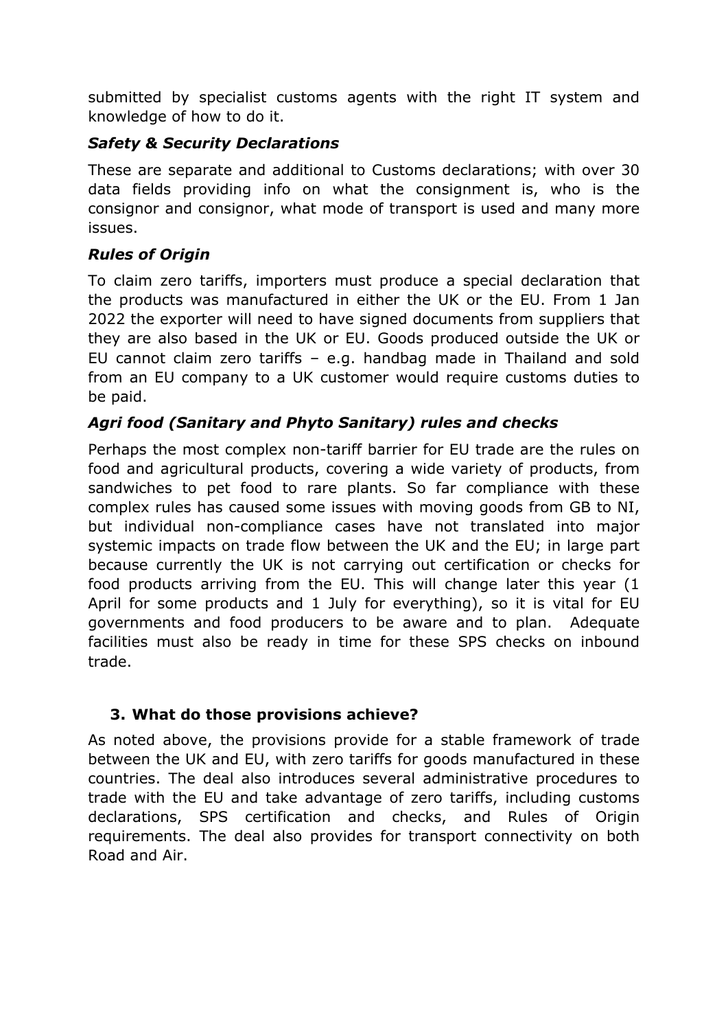submitted by specialist customs agents with the right IT system and knowledge of how to do it.

### *Safety & Security Declarations*

These are separate and additional to Customs declarations; with over 30 data fields providing info on what the consignment is, who is the consignor and consignor, what mode of transport is used and many more issues.

### *Rules of Origin*

To claim zero tariffs, importers must produce a special declaration that the products was manufactured in either the UK or the EU. From 1 Jan 2022 the exporter will need to have signed documents from suppliers that they are also based in the UK or EU. Goods produced outside the UK or EU cannot claim zero tariffs – e.g. handbag made in Thailand and sold from an EU company to a UK customer would require customs duties to be paid.

### *Agri food (Sanitary and Phyto Sanitary) rules and checks*

Perhaps the most complex non-tariff barrier for EU trade are the rules on food and agricultural products, covering a wide variety of products, from sandwiches to pet food to rare plants. So far compliance with these complex rules has caused some issues with moving goods from GB to NI, but individual non-compliance cases have not translated into major systemic impacts on trade flow between the UK and the EU; in large part because currently the UK is not carrying out certification or checks for food products arriving from the EU. This will change later this year (1 April for some products and 1 July for everything), so it is vital for EU governments and food producers to be aware and to plan. Adequate facilities must also be ready in time for these SPS checks on inbound trade.

## 3. What do those provisions achieve?

As noted above, the provisions provide for a stable framework of trade between the UK and EU, with zero tariffs for goods manufactured in these countries. The deal also introduces several administrative procedures to trade with the EU and take advantage of zero tariffs, including customs declarations, SPS certification and checks, and Rules of Origin requirements. The deal also provides for transport connectivity on both Road and Air.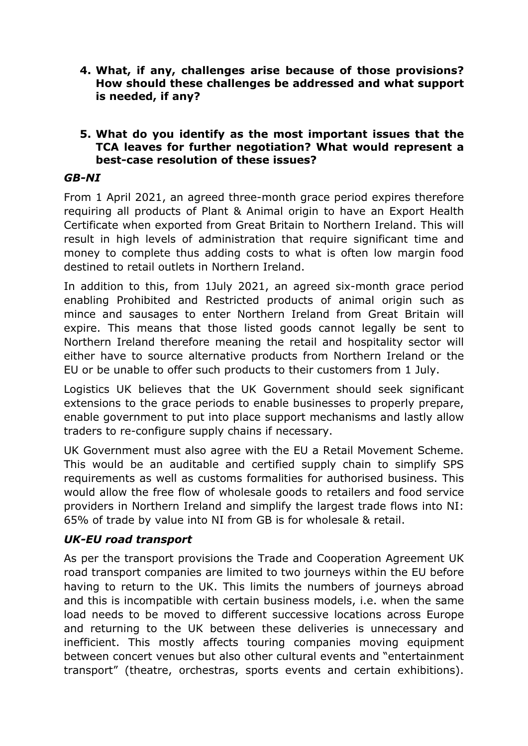4. **What, if any, challenges arise because of those provisions? How should these challenges be addressed and what support is needed, if any?**

5. **What do you identify as the most important issues that the TCA leaves for further negotiation? What would represent a best-case resolution of these issues?**

### *GB-NI*

From 1 April 2021, an agreed three-month grace period expires therefore requiring all products of Plant & Animal origin to have an Export Health Certificate when exported from Great Britain to Northern Ireland. This will result in high levels of administration that require significant time and money to complete thus adding costs to what is often low margin food destined to retail outlets in Northern Ireland.

In addition to this, from 1July 2021, an agreed six-month grace period enabling Prohibited and Restricted products of animal origin such as mince and sausages to enter Northern Ireland from Great Britain will expire. This means that those listed goods cannot legally be sent to Northern Ireland therefore meaning the retail and hospitality sector will either have to source alternative products from Northern Ireland or the EU or be unable to offer such products to their customers from 1 July.

Logistics UK believes that the UK Government should seek significant extensions to the grace periods to enable businesses to properly prepare, enable government to put into place support mechanisms and lastly allow traders to re-configure supply chains if necessary.

UK Government must also agree with the EU a Retail Movement Scheme. This would be an auditable and certified supply chain to simplify SPS requirements as well as customs formalities for authorised business. This would allow the free flow of wholesale goods to retailers and food service providers in Northern Ireland and simplify the largest trade flows into NI: 65% of trade by value into NI from GB is for wholesale & retail.

### *UK-EU road transport*

As per the transport provisions the Trade and Cooperation Agreement UK road transport companies are limited to two journeys within the EU before having to return to the UK. This limits the numbers of journeys abroad and this is incompatible with certain business models, i.e. when the same load needs to be moved to different successive locations across Europe and returning to the UK between these deliveries is unnecessary and inefficient. This mostly affects touring companies moving equipment between concert venues but also other cultural events and "entertainment transport" (theatre, orchestras, sports events and certain exhibitions).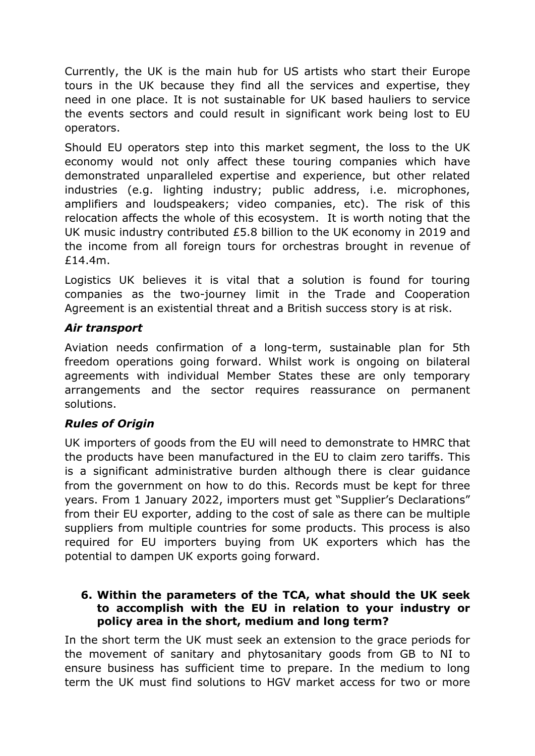Currently, the UK is the main hub for US artists who start their Europe tours in the UK because they find all the services and expertise, they need in one place. It is not sustainable for UK based hauliers to service the events sectors and could result in significant work being lost to EU operators.

Should EU operators step into this market segment, the loss to the UK economy would not only affect these touring companies which have demonstrated unparalleled expertise and experience, but other related industries (e.g. lighting industry; public address, i.e. microphones, amplifiers and loudspeakers; video companies, etc). The risk of this relocation affects the whole of this ecosystem. It is worth noting that the UK music industry contributed £5.8 billion to the UK economy in 2019 and the income from all foreign tours for orchestras brought in revenue of £14.4m.

Logistics UK believes it is vital that a solution is found for touring companies as the two-journey limit in the Trade and Cooperation Agreement is an existential threat and a British success story is at risk.

### *Air transport*

Aviation needs confirmation of a long-term, sustainable plan for 5th freedom operations going forward. Whilst work is ongoing on bilateral agreements with individual Member States these are only temporary arrangements and the sector requires reassurance on permanent solutions.

### *Rules of Origin*

UK importers of goods from the EU will need to demonstrate to HMRC that the products have been manufactured in the EU to claim zero tariffs. This is a significant administrative burden although there is clear guidance from the government on how to do this. Records must be kept for three years. From 1 January 2022, importers must get "Supplier's Declarations" from their EU exporter, adding to the cost of sale as there can be multiple suppliers from multiple countries for some products. This process is also required for EU importers buying from UK exporters which has the potential to dampen UK exports going forward.

**6. Within the parameters of the TCA, what should the UK seek to accomplish with the EU in relation to your industry or policy area in the short, medium and long term?**

In the short term the UK must seek an extension to the grace periods for the movement of sanitary and phytosanitary goods from GB to NI to ensure business has sufficient time to prepare. In the medium to long term the UK must find solutions to HGV market access for two or more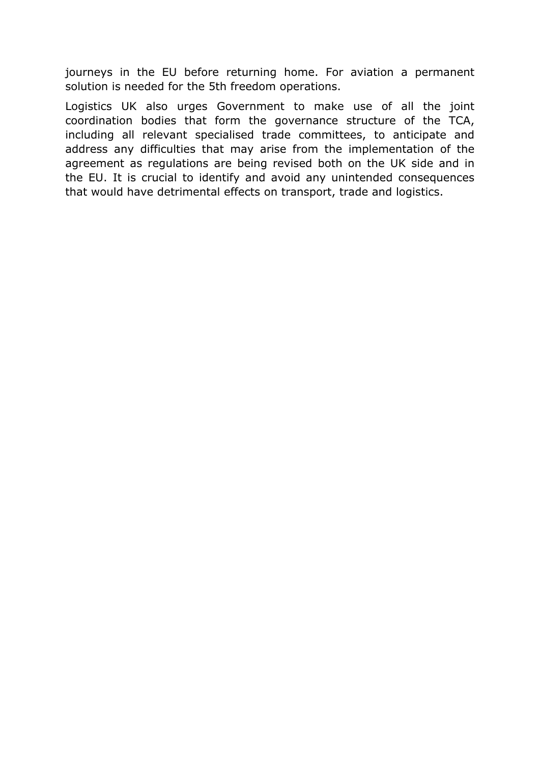journeys in the EU before returning home. For aviation a permanent solution is needed for the 5th freedom operations.

Logistics UK also urges Government to make use of all the joint coordination bodies that form the governance structure of the TCA, including all relevant specialised trade committees, to anticipate and address any difficulties that may arise from the implementation of the agreement as regulations are being revised both on the UK side and in the EU. It is crucial to identify and avoid any unintended consequences that would have detrimental effects on transport, trade and logistics.